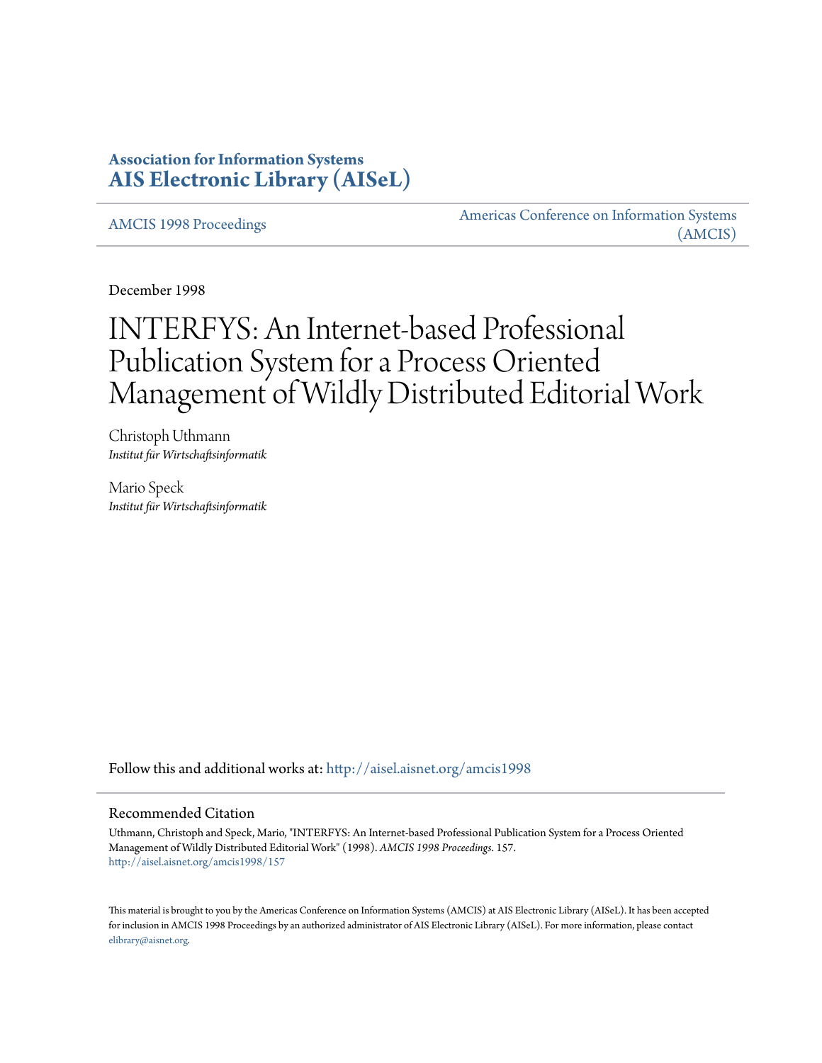**Association for Information Systems**
**AIS Electronic Library (AISeL)**

AMCIS 1998 Proceedings

Americas Conference on Information Systems (AMCIS)

December 1998

# INTERFYS: An Internet-based Professional Publication System for a Process Oriented Management of Wildly Distributed Editorial Work

Christoph Uthmann
*Institut für Wirtschaftsinformatik*

Mario Speck
*Institut für Wirtschaftsinformatik*

Follow this and additional works at: http://aisel.aisnet.org/amcis1998

## Recommended Citation

Uthmann, Christoph and Speck, Mario, "INTERFYS: An Internet-based Professional Publication System for a Process Oriented Management of Wildly Distributed Editorial Work" (1998). *AMCIS 1998 Proceedings*. 157.
http://aisel.aisnet.org/amcis1998/157

This material is brought to you by the Americas Conference on Information Systems (AMCIS) at AIS Electronic Library (AISeL). It has been accepted for inclusion in AMCIS 1998 Proceedings by an authorized administrator of AIS Electronic Library (AISeL). For more information, please contact elibrary@aisnet.org.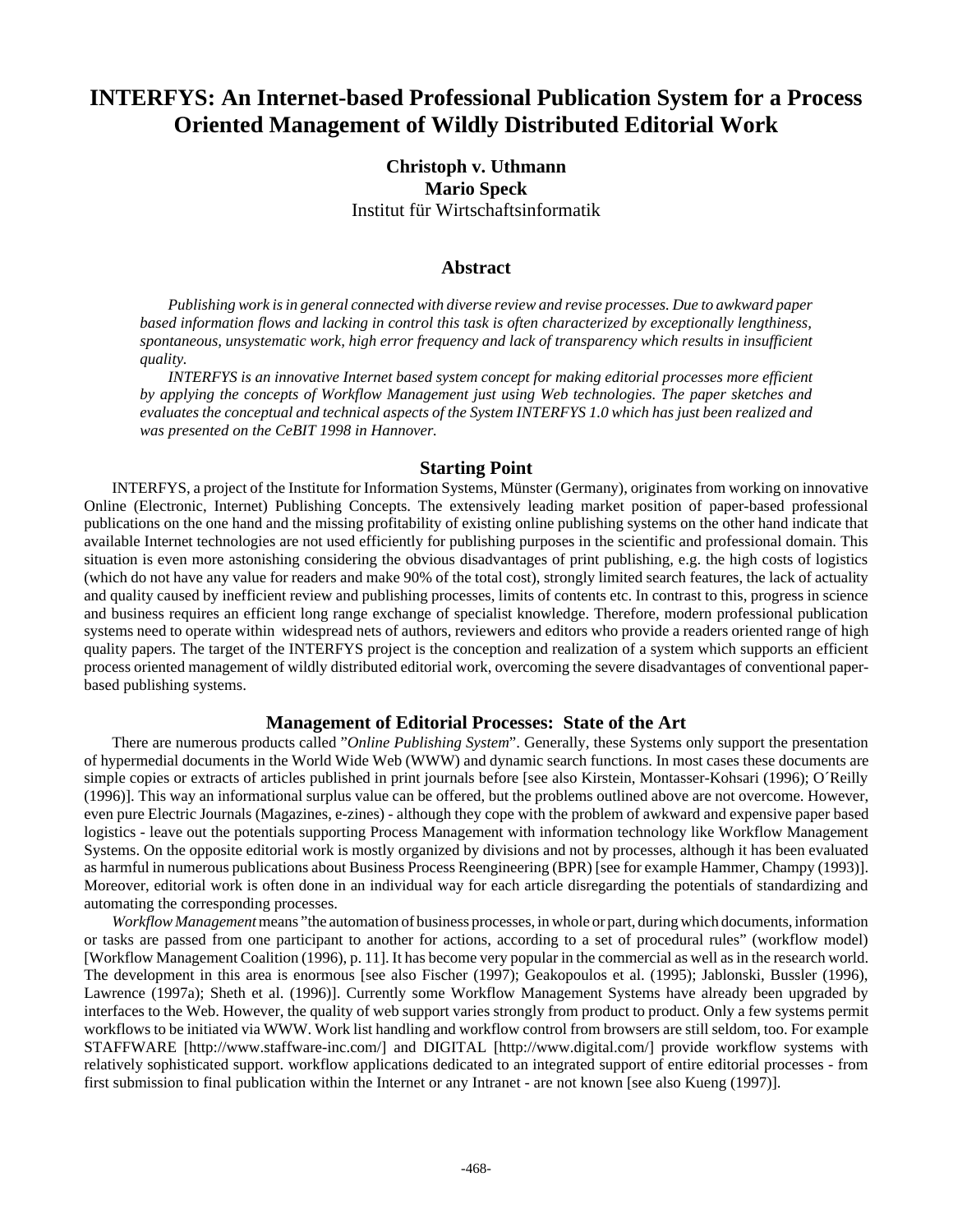# INTERFYS: An Internet-based Professional Publication System for a Process Oriented Management of Wildly Distributed Editorial Work

**Christoph v. Uthmann**
**Mario Speck**
Institut für Wirtschaftsinformatik

## Abstract

*Publishing work is in general connected with diverse review and revise processes. Due to awkward paper based information flows and lacking in control this task is often characterized by exceptionally lengthiness, spontaneous, unsystematic work, high error frequency and lack of transparency which results in insufficient quality.*

*INTERFYS is an innovative Internet based system concept for making editorial processes more efficient by applying the concepts of Workflow Management just using Web technologies. The paper sketches and evaluates the conceptual and technical aspects of the System INTERFYS 1.0 which has just been realized and was presented on the CeBIT 1998 in Hannover.*

## Starting Point

INTERFYS, a project of the Institute for Information Systems, Münster (Germany), originates from working on innovative Online (Electronic, Internet) Publishing Concepts. The extensively leading market position of paper-based professional publications on the one hand and the missing profitability of existing online publishing systems on the other hand indicate that available Internet technologies are not used efficiently for publishing purposes in the scientific and professional domain. This situation is even more astonishing considering the obvious disadvantages of print publishing, e.g. the high costs of logistics (which do not have any value for readers and make 90% of the total cost), strongly limited search features, the lack of actuality and quality caused by inefficient review and publishing processes, limits of contents etc. In contrast to this, progress in science and business requires an efficient long range exchange of specialist knowledge. Therefore, modern professional publication systems need to operate within widespread nets of authors, reviewers and editors who provide a readers oriented range of high quality papers. The target of the INTERFYS project is the conception and realization of a system which supports an efficient process oriented management of wildly distributed editorial work, overcoming the severe disadvantages of conventional paper-based publishing systems.

## Management of Editorial Processes: State of the Art

There are numerous products called "*Online Publishing System*". Generally, these Systems only support the presentation of hypermedial documents in the World Wide Web (WWW) and dynamic search functions. In most cases these documents are simple copies or extracts of articles published in print journals before [see also Kirstein, Montasser-Kohsari (1996); O´Reilly (1996)]. This way an informational surplus value can be offered, but the problems outlined above are not overcome. However, even pure Electric Journals (Magazines, e-zines) - although they cope with the problem of awkward and expensive paper based logistics - leave out the potentials supporting Process Management with information technology like Workflow Management Systems. On the opposite editorial work is mostly organized by divisions and not by processes, although it has been evaluated as harmful in numerous publications about Business Process Reengineering (BPR) [see for example Hammer, Champy (1993)]. Moreover, editorial work is often done in an individual way for each article disregarding the potentials of standardizing and automating the corresponding processes.

*Workflow Management* means "the automation of business processes, in whole or part, during which documents, information or tasks are passed from one participant to another for actions, according to a set of procedural rules" (workflow model) [Workflow Management Coalition (1996), p. 11]. It has become very popular in the commercial as well as in the research world. The development in this area is enormous [see also Fischer (1997); Geakopoulos et al. (1995); Jablonski, Bussler (1996), Lawrence (1997a); Sheth et al. (1996)]. Currently some Workflow Management Systems have already been upgraded by interfaces to the Web. However, the quality of web support varies strongly from product to product. Only a few systems permit workflows to be initiated via WWW. Work list handling and workflow control from browsers are still seldom, too. For example STAFFWARE [http://www.staffware-inc.com/] and DIGITAL [http://www.digital.com/] provide workflow systems with relatively sophisticated support. workflow applications dedicated to an integrated support of entire editorial processes - from first submission to final publication within the Internet or any Intranet - are not known [see also Kueng (1997)].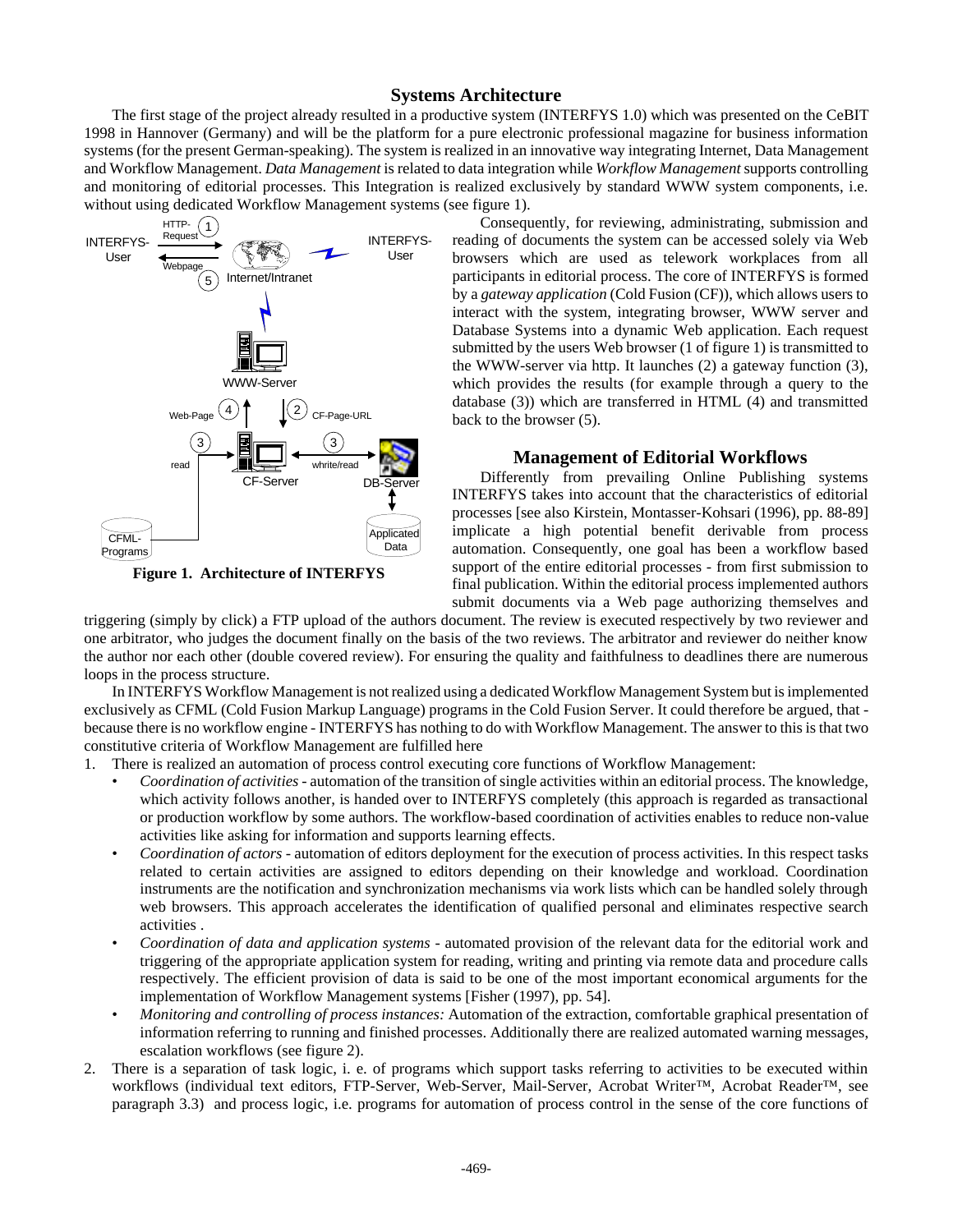## Systems Architecture

The first stage of the project already resulted in a productive system (INTERFYS 1.0) which was presented on the CeBIT 1998 in Hannover (Germany) and will be the platform for a pure electronic professional magazine for business information systems (for the present German-speaking). The system is realized in an innovative way integrating Internet, Data Management and Workflow Management. *Data Management* is related to data integration while *Workflow Management* supports controlling and monitoring of editorial processes. This Integration is realized exclusively by standard WWW system components, i.e. without using dedicated Workflow Management systems (see figure 1).

**Figure 1. Architecture of INTERFYS**

Consequently, for reviewing, administrating, submission and reading of documents the system can be accessed solely via Web browsers which are used as telework workplaces from all participants in editorial process. The core of INTERFYS is formed by a *gateway application* (Cold Fusion (CF)), which allows users to interact with the system, integrating browser, WWW server and Database Systems into a dynamic Web application. Each request submitted by the users Web browser (1 of figure 1) is transmitted to the WWW-server via http. It launches (2) a gateway function (3), which provides the results (for example through a query to the database (3)) which are transferred in HTML (4) and transmitted back to the browser (5).

## Management of Editorial Workflows

Differently from prevailing Online Publishing systems INTERFYS takes into account that the characteristics of editorial processes [see also Kirstein, Montasser-Kohsari (1996), pp. 88-89] implicate a high potential benefit derivable from process automation. Consequently, one goal has been a workflow based support of the entire editorial processes - from first submission to final publication. Within the editorial process implemented authors submit documents via a Web page authorizing themselves and triggering (simply by click) a FTP upload of the authors document. The review is executed respectively by two reviewer and one arbitrator, who judges the document finally on the basis of the two reviews. The arbitrator and reviewer do neither know the author nor each other (double covered review). For ensuring the quality and faithfulness to deadlines there are numerous loops in the process structure.

In INTERFYS Workflow Management is not realized using a dedicated Workflow Management System but is implemented exclusively as CFML (Cold Fusion Markup Language) programs in the Cold Fusion Server. It could therefore be argued, that - because there is no workflow engine - INTERFYS has nothing to do with Workflow Management. The answer to this is that two constitutive criteria of Workflow Management are fulfilled here

1. There is realized an automation of process control executing core functions of Workflow Management:
   - *Coordination of activities* - automation of the transition of single activities within an editorial process. The knowledge, which activity follows another, is handed over to INTERFYS completely (this approach is regarded as transactional or production workflow by some authors. The workflow-based coordination of activities enables to reduce non-value activities like asking for information and supports learning effects.
   - *Coordination of actors* - automation of editors deployment for the execution of process activities. In this respect tasks related to certain activities are assigned to editors depending on their knowledge and workload. Coordination instruments are the notification and synchronization mechanisms via work lists which can be handled solely through web browsers. This approach accelerates the identification of qualified personal and eliminates respective search activities .
   - *Coordination of data and application systems* - automated provision of the relevant data for the editorial work and triggering of the appropriate application system for reading, writing and printing via remote data and procedure calls respectively. The efficient provision of data is said to be one of the most important economical arguments for the implementation of Workflow Management systems [Fisher (1997), pp. 54].
   - *Monitoring and controlling of process instances:* Automation of the extraction, comfortable graphical presentation of information referring to running and finished processes. Additionally there are realized automated warning messages, escalation workflows (see figure 2).
2. There is a separation of task logic, i. e. of programs which support tasks referring to activities to be executed within workflows (individual text editors, FTP-Server, Web-Server, Mail-Server, Acrobat Writer™, Acrobat Reader™, see paragraph 3.3) and process logic, i.e. programs for automation of process control in the sense of the core functions of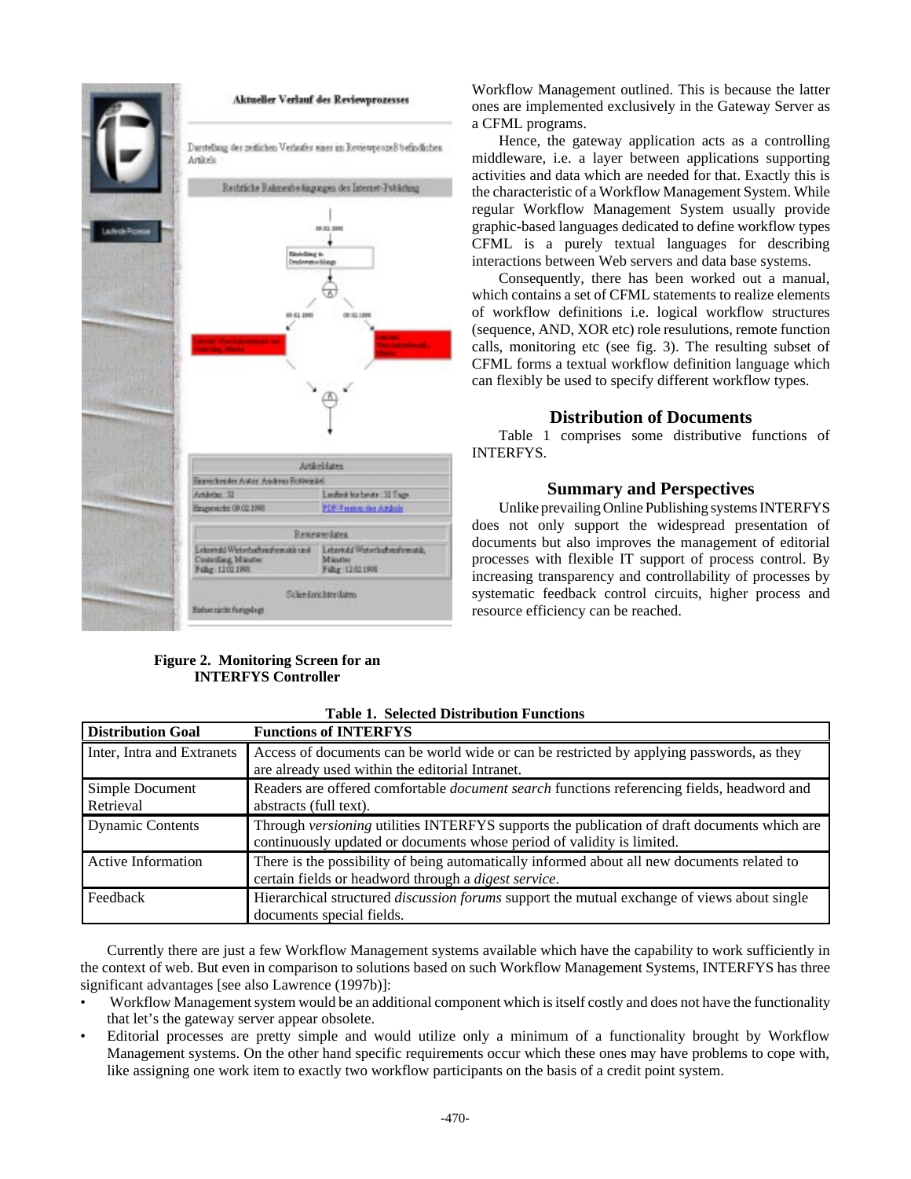Workflow Management outlined. This is because the latter ones are implemented exclusively in the Gateway Server as a CFML programs.

Hence, the gateway application acts as a controlling middleware, i.e. a layer between applications supporting activities and data which are needed for that. Exactly this is the characteristic of a Workflow Management System. While regular Workflow Management System usually provide graphic-based languages dedicated to define workflow types CFML is a purely textual languages for describing interactions between Web servers and data base systems.

Consequently, there has been worked out a manual, which contains a set of CFML statements to realize elements of workflow definitions i.e. logical workflow structures (sequence, AND, XOR etc) role resulutions, remote function calls, monitoring etc (see fig. 3). The resulting subset of CFML forms a textual workflow definition language which can flexibly be used to specify different workflow types.

**Figure 2. Monitoring Screen for an INTERFYS Controller**

## Distribution of Documents

Table 1 comprises some distributive functions of INTERFYS.

## Summary and Perspectives

Unlike prevailing Online Publishing systems INTERFYS does not only support the widespread presentation of documents but also improves the management of editorial processes with flexible IT support of process control. By increasing transparency and controllability of processes by systematic feedback control circuits, higher process and resource efficiency can be reached.

**Table 1. Selected Distribution Functions**

| Distribution Goal | Functions of INTERFYS |
|---|---|
| Inter, Intra and Extranets | Access of documents can be world wide or can be restricted by applying passwords, as they are already used within the editorial Intranet. |
| Simple Document Retrieval | Readers are offered comfortable *document search* functions referencing fields, headword and abstracts (full text). |
| Dynamic Contents | Through *versioning* utilities INTERFYS supports the publication of draft documents which are continuously updated or documents whose period of validity is limited. |
| Active Information | There is the possibility of being automatically informed about all new documents related to certain fields or headword through a *digest service*. |
| Feedback | Hierarchical structured *discussion forums* support the mutual exchange of views about single documents special fields. |

Currently there are just a few Workflow Management systems available which have the capability to work sufficiently in the context of web. But even in comparison to solutions based on such Workflow Management Systems, INTERFYS has three significant advantages [see also Lawrence (1997b)]:

- Workflow Management system would be an additional component which is itself costly and does not have the functionality that let's the gateway server appear obsolete.
- Editorial processes are pretty simple and would utilize only a minimum of a functionality brought by Workflow Management systems. On the other hand specific requirements occur which these ones may have problems to cope with, like assigning one work item to exactly two workflow participants on the basis of a credit point system.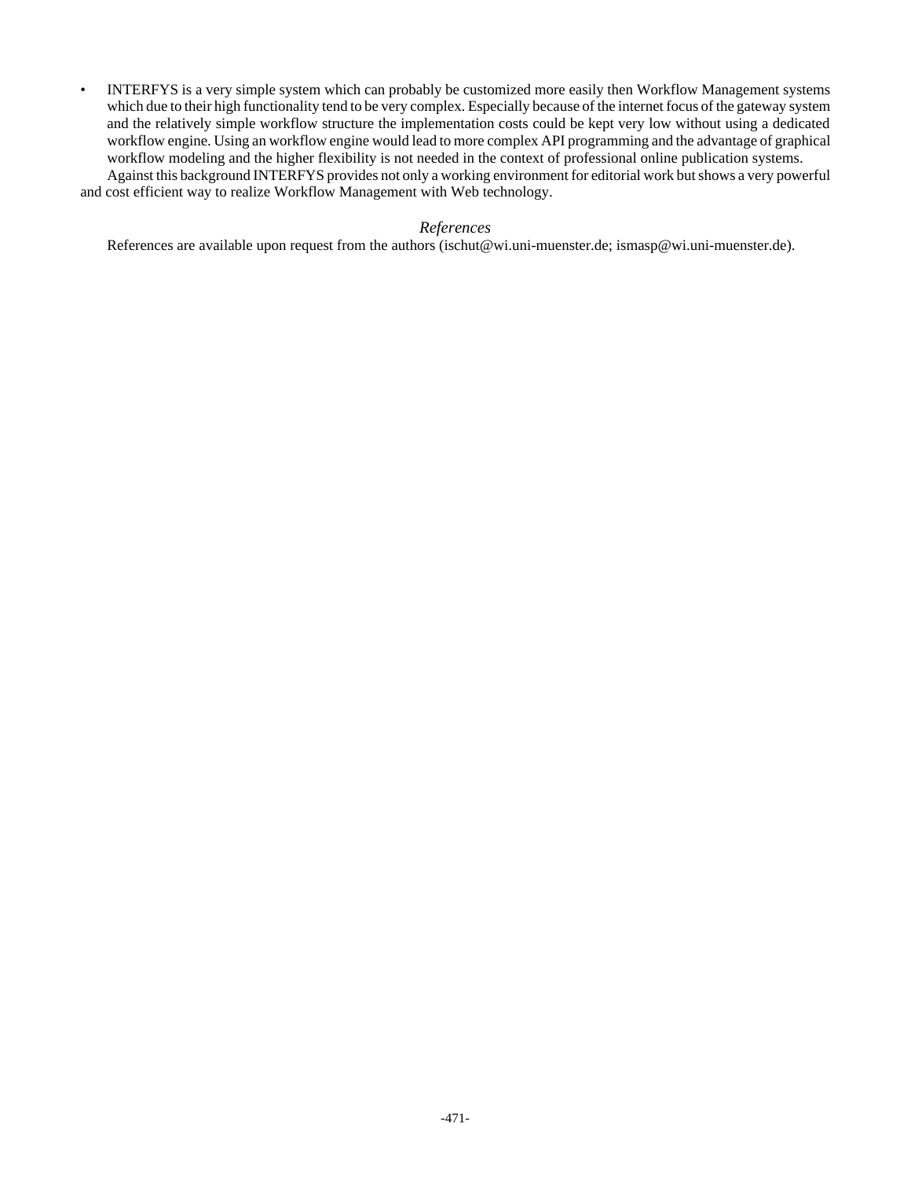- INTERFYS is a very simple system which can probably be customized more easily then Workflow Management systems which due to their high functionality tend to be very complex. Especially because of the internet focus of the gateway system and the relatively simple workflow structure the implementation costs could be kept very low without using a dedicated workflow engine. Using an workflow engine would lead to more complex API programming and the advantage of graphical workflow modeling and the higher flexibility is not needed in the context of professional online publication systems.

Against this background INTERFYS provides not only a working environment for editorial work but shows a very powerful and cost efficient way to realize Workflow Management with Web technology.

## *References*

References are available upon request from the authors (ischut@wi.uni-muenster.de; ismasp@wi.uni-muenster.de).